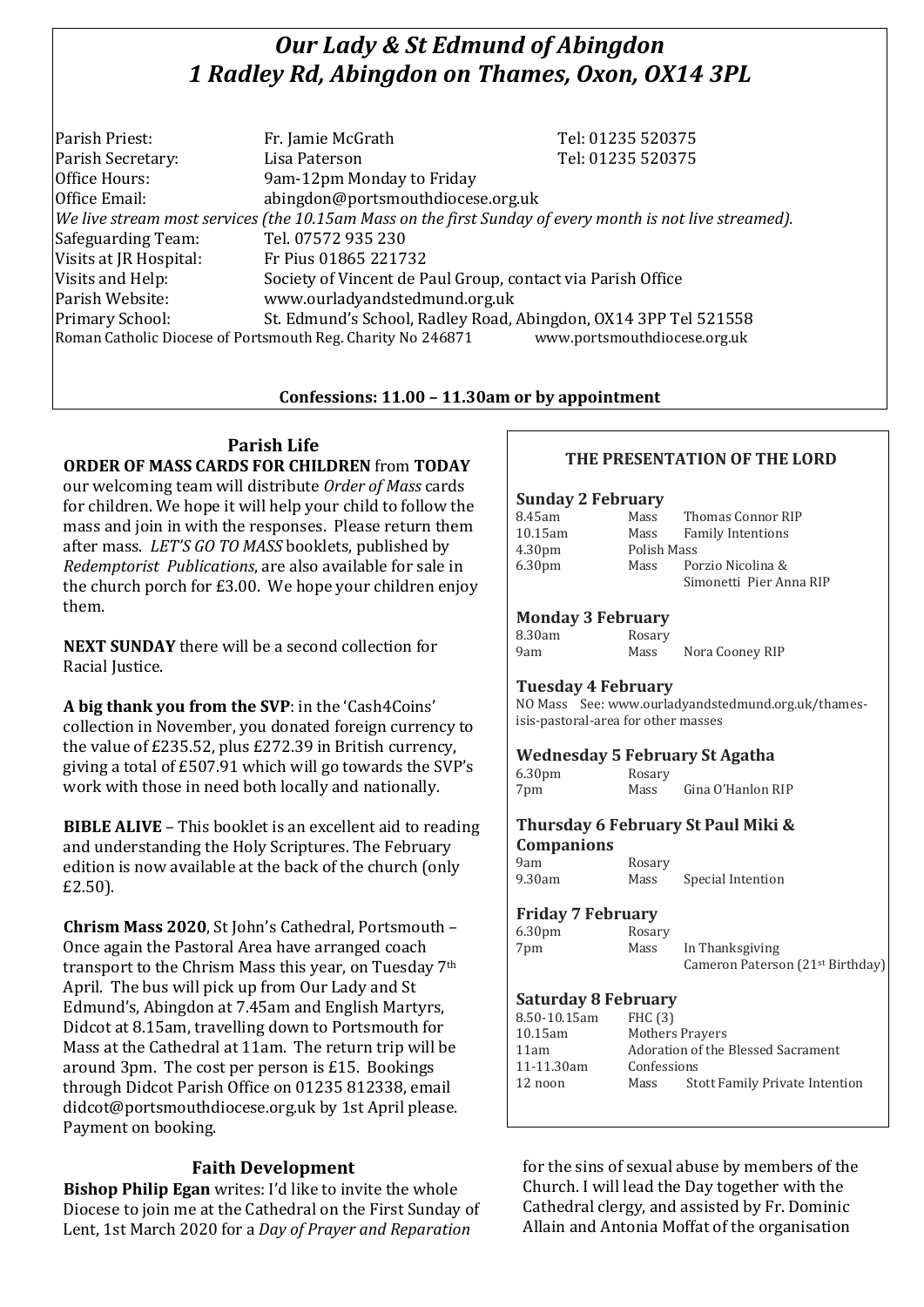# *Our Lady & St Edmund of Abingdon*
# *1 Radley Rd, Abingdon on Thames, Oxon, OX14 3PL*

Parish Priest: Fr. Jamie McGrath Tel: 01235 520375
Parish Secretary: Lisa Paterson Tel: 01235 520375
Office Hours: 9am-12pm Monday to Friday
Office Email: abingdon@portsmouthdiocese.org.uk
*We live stream most services (the 10.15am Mass on the first Sunday of every month is not live streamed).*
Safeguarding Team: Tel. 07572 935 230
Visits at JR Hospital: Fr Pius 01865 221732
Visits and Help: Society of Vincent de Paul Group, contact via Parish Office
Parish Website: www.ourladyandstedmund.org.uk
Primary School: St. Edmund's School, Radley Road, Abingdon, OX14 3PP Tel 521558
Roman Catholic Diocese of Portsmouth Reg. Charity No 246871 www.portsmouthdiocese.org.uk

**Confessions: 11.00 – 11.30am or by appointment**

## Parish Life

**ORDER OF MASS CARDS FOR CHILDREN** from **TODAY** our welcoming team will distribute *Order of Mass* cards for children. We hope it will help your child to follow the mass and join in with the responses. Please return them after mass. *LET'S GO TO MASS* booklets, published by *Redemptorist Publications*, are also available for sale in the church porch for £3.00. We hope your children enjoy them.

**NEXT SUNDAY** there will be a second collection for Racial Justice.

**A big thank you from the SVP**: in the 'Cash4Coins' collection in November, you donated foreign currency to the value of £235.52, plus £272.39 in British currency, giving a total of £507.91 which will go towards the SVP's work with those in need both locally and nationally.

**BIBLE ALIVE** – This booklet is an excellent aid to reading and understanding the Holy Scriptures. The February edition is now available at the back of the church (only £2.50).

**Chrism Mass 2020**, St John's Cathedral, Portsmouth – Once again the Pastoral Area have arranged coach transport to the Chrism Mass this year, on Tuesday 7th April. The bus will pick up from Our Lady and St Edmund's, Abingdon at 7.45am and English Martyrs, Didcot at 8.15am, travelling down to Portsmouth for Mass at the Cathedral at 11am. The return trip will be around 3pm. The cost per person is £15. Bookings through Didcot Parish Office on 01235 812338, email didcot@portsmouthdiocese.org.uk by 1st April please. Payment on booking.

## Faith Development

**Bishop Philip Egan** writes: I'd like to invite the whole Diocese to join me at the Cathedral on the First Sunday of Lent, 1st March 2020 for a *Day of Prayer and Reparation* for the sins of sexual abuse by members of the Church. I will lead the Day together with the Cathedral clergy, and assisted by Fr. Dominic Allain and Antonia Moffat of the organisation

### THE PRESENTATION OF THE LORD

**Sunday 2 February**

| | | |
|---|---|---|
| 8.45am | Mass | Thomas Connor RIP |
| 10.15am | Mass | Family Intentions |
| 4.30pm | Polish Mass | |
| 6.30pm | Mass | Porzio Nicolina & Simonetti Pier Anna RIP |

**Monday 3 February**

| | | |
|---|---|---|
| 8.30am | Rosary | |
| 9am | Mass | Nora Cooney RIP |

**Tuesday 4 February**

NO Mass See: www.ourladyandstedmund.org.uk/thames-isis-pastoral-area for other masses

**Wednesday 5 February St Agatha**

| | | |
|---|---|---|
| 6.30pm | Rosary | |
| 7pm | Mass | Gina O'Hanlon RIP |

**Thursday 6 February St Paul Miki & Companions**

| | | |
|---|---|---|
| 9am | Rosary | |
| 9.30am | Mass | Special Intention |

**Friday 7 February**

| | | |
|---|---|---|
| 6.30pm | Rosary | |
| 7pm | Mass | In Thanksgiving Cameron Paterson (21st Birthday) |

**Saturday 8 February**

| | | |
|---|---|---|
| 8.50-10.15am | FHC (3) | |
| 10.15am | Mothers Prayers | |
| 11am | Adoration of the Blessed Sacrament | |
| 11-11.30am | Confessions | |
| 12 noon | Mass | Stott Family Private Intention |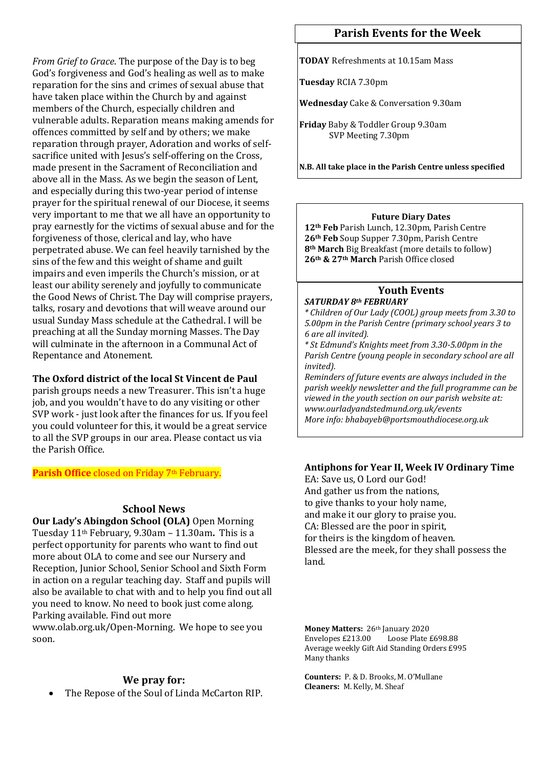*From Grief to Grace*. The purpose of the Day is to beg God's forgiveness and God's healing as well as to make reparation for the sins and crimes of sexual abuse that have taken place within the Church by and against members of the Church, especially children and vulnerable adults. Reparation means making amends for offences committed by self and by others; we make reparation through prayer, Adoration and works of self-sacrifice united with Jesus's self-offering on the Cross, made present in the Sacrament of Reconciliation and above all in the Mass. As we begin the season of Lent, and especially during this two-year period of intense prayer for the spiritual renewal of our Diocese, it seems very important to me that we all have an opportunity to pray earnestly for the victims of sexual abuse and for the forgiveness of those, clerical and lay, who have perpetrated abuse. We can feel heavily tarnished by the sins of the few and this weight of shame and guilt impairs and even imperils the Church's mission, or at least our ability serenely and joyfully to communicate the Good News of Christ. The Day will comprise prayers, talks, rosary and devotions that will weave around our usual Sunday Mass schedule at the Cathedral. I will be preaching at all the Sunday morning Masses. The Day will culminate in the afternoon in a Communal Act of Repentance and Atonement.

**The Oxford district of the local St Vincent de Paul** parish groups needs a new Treasurer. This isn't a huge job, and you wouldn't have to do any visiting or other SVP work - just look after the finances for us. If you feel you could volunteer for this, it would be a great service to all the SVP groups in our area. Please contact us via the Parish Office.

**Parish Office** closed on Friday 7th February.

## School News

**Our Lady's Abingdon School (OLA)** Open Morning Tuesday 11th February, 9.30am – 11.30am**.** This is a perfect opportunity for parents who want to find out more about OLA to come and see our Nursery and Reception, Junior School, Senior School and Sixth Form in action on a regular teaching day. Staff and pupils will also be available to chat with and to help you find out all you need to know. No need to book just come along. Parking available. Find out more www.olab.org.uk/Open-Morning. We hope to see you soon.

## We pray for:

- The Repose of the Soul of Linda McCarton RIP.

## Parish Events for the Week

**TODAY** Refreshments at 10.15am Mass

**Tuesday** RCIA 7.30pm

**Wednesday** Cake & Conversation 9.30am

**Friday** Baby & Toddler Group 9.30am
SVP Meeting 7.30pm

**N.B. All take place in the Parish Centre unless specified**

### Future Diary Dates

**12th Feb** Parish Lunch, 12.30pm, Parish Centre
**26th Feb** Soup Supper 7.30pm, Parish Centre
**8th March** Big Breakfast (more details to follow)
**26th & 27th March** Parish Office closed

## Youth Events

***SATURDAY 8th FEBRUARY***

*\* Children of Our Lady (COOL) group meets from 3.30 to 5.00pm in the Parish Centre (primary school years 3 to 6 are all invited).*

*\* St Edmund's Knights meet from 3.30-5.00pm in the Parish Centre (young people in secondary school are all invited).*

*Reminders of future events are always included in the parish weekly newsletter and the full programme can be viewed in the youth section on our parish website at: www.ourladyandstedmund.org.uk/events*

*More info: bhabayeb@portsmouthdiocese.org.uk*

## Antiphons for Year II, Week IV Ordinary Time

EA: Save us, O Lord our God!
And gather us from the nations,
to give thanks to your holy name,
and make it our glory to praise you.
CA: Blessed are the poor in spirit,
for theirs is the kingdom of heaven.
Blessed are the meek, for they shall possess the land.

**Money Matters:** 26th January 2020
Envelopes £213.00 Loose Plate £698.88
Average weekly Gift Aid Standing Orders £995
Many thanks

**Counters:** P. & D. Brooks, M. O'Mullane
**Cleaners:** M. Kelly, M. Sheaf